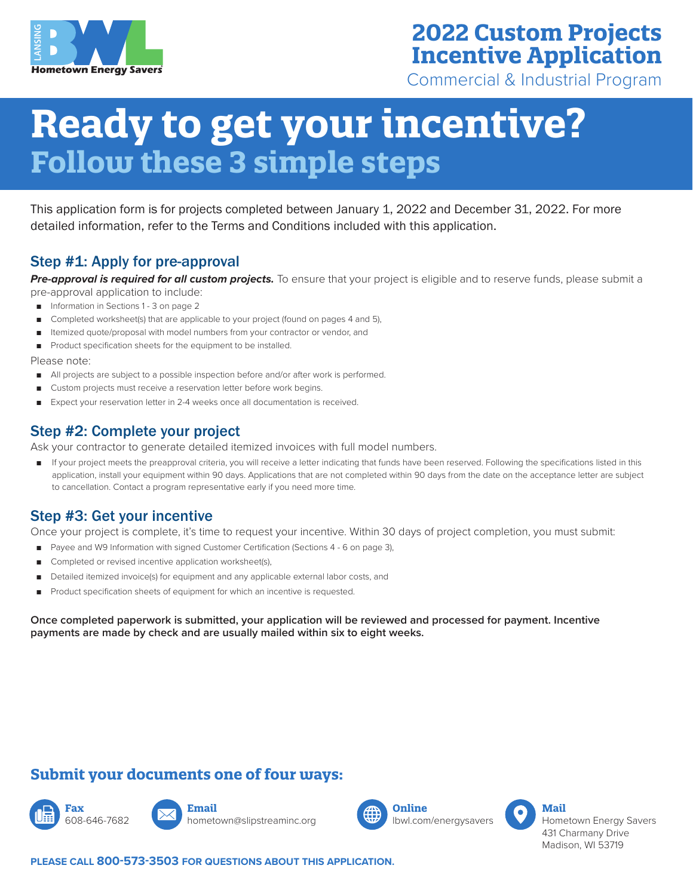LANSING BWL Hometown Energy Savers

# 2022 Custom Projects Incentive Application

Commercial & Industrial Program

# Ready to get your incentive?

## Follow these 3 simple steps

This application form is for projects completed between January 1, 2022 and December 31, 2022. For more detailed information, refer to the Terms and Conditions included with this application.

### Step #1: Apply for pre-approval

***Pre-approval is required for all custom projects.*** To ensure that your project is eligible and to reserve funds, please submit a pre-approval application to include:

- Information in Sections 1 - 3 on page 2
- Completed worksheet(s) that are applicable to your project (found on pages 4 and 5),
- Itemized quote/proposal with model numbers from your contractor or vendor, and
- Product specification sheets for the equipment to be installed.

Please note:

- All projects are subject to a possible inspection before and/or after work is performed.
- Custom projects must receive a reservation letter before work begins.
- Expect your reservation letter in 2-4 weeks once all documentation is received.

### Step #2: Complete your project

Ask your contractor to generate detailed itemized invoices with full model numbers.

- If your project meets the preapproval criteria, you will receive a letter indicating that funds have been reserved. Following the specifications listed in this application, install your equipment within 90 days. Applications that are not completed within 90 days from the date on the acceptance letter are subject to cancellation. Contact a program representative early if you need more time.

### Step #3: Get your incentive

Once your project is complete, it's time to request your incentive. Within 30 days of project completion, you must submit:

- Payee and W9 Information with signed Customer Certification (Sections 4 - 6 on page 3),
- Completed or revised incentive application worksheet(s),
- Detailed itemized invoice(s) for equipment and any applicable external labor costs, and
- Product specification sheets of equipment for which an incentive is requested.

**Once completed paperwork is submitted, your application will be reviewed and processed for payment. Incentive payments are made by check and are usually mailed within six to eight weeks.**

## Submit your documents one of four ways:

**Fax**
608-646-7682

**Email**
hometown@slipstreaminc.org

**Online**
lbwl.com/energysavers

**Mail**
Hometown Energy Savers
431 Charmany Drive
Madison, WI 53719

**PLEASE CALL 800-573-3503 FOR QUESTIONS ABOUT THIS APPLICATION.**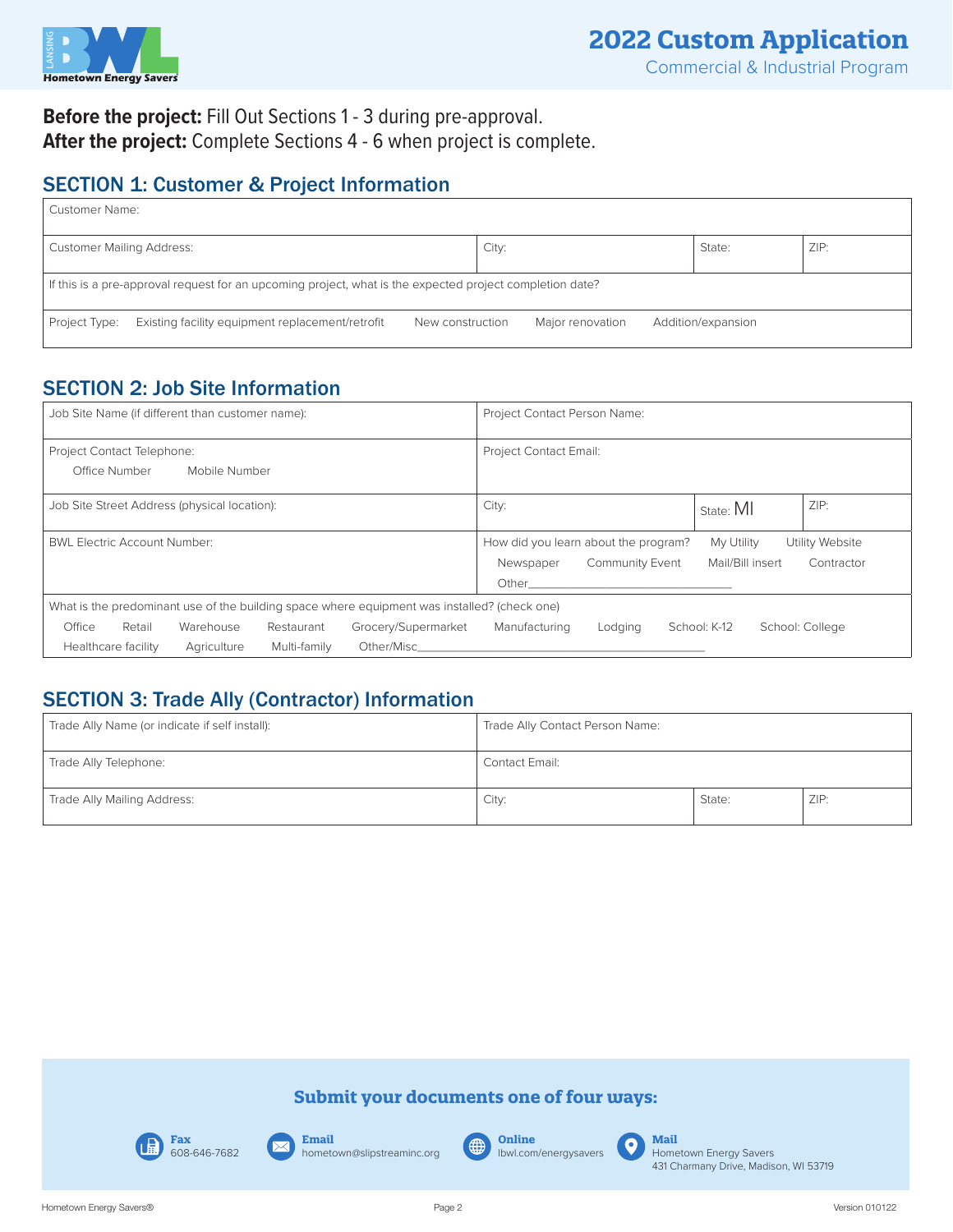# 2022 Custom Application

Commercial & Industrial Program

**Before the project:** Fill Out Sections 1 - 3 during pre-approval.
**After the project:** Complete Sections 4 - 6 when project is complete.

## SECTION 1: Customer & Project Information

| Customer Name: | | | |
|---|---|---|---|
| Customer Mailing Address: | City: | State: | ZIP: |
| If this is a pre-approval request for an upcoming project, what is the expected project completion date? | | | |
| Project Type: Existing facility equipment replacement/retrofit   New construction   Major renovation   Addition/expansion | | | |

## SECTION 2: Job Site Information

| Job Site Name (if different than customer name): | Project Contact Person Name: | | |
|---|---|---|---|
| Project Contact Telephone: Office Number   Mobile Number | Project Contact Email: | | |
| Job Site Street Address (physical location): | City: | State: MI | ZIP: |
| BWL Electric Account Number: | How did you learn about the program? My Utility   Utility Website   Newspaper   Community Event   Mail/Bill insert   Contractor   Other__________ | | |
| What is the predominant use of the building space where equipment was installed? (check one) Office   Retail   Warehouse   Restaurant   Grocery/Supermarket   Manufacturing   Lodging   School: K-12   School: College   Healthcare facility   Agriculture   Multi-family   Other/Misc__________ | | | |

## SECTION 3: Trade Ally (Contractor) Information

| Trade Ally Name (or indicate if self install): | Trade Ally Contact Person Name: | | |
|---|---|---|---|
| Trade Ally Telephone: | Contact Email: | | |
| Trade Ally Mailing Address: | City: | State: | ZIP: |

**Submit your documents one of four ways:**

- **Fax** 608-646-7682
- **Email** hometown@slipstreaminc.org
- **Online** lbwl.com/energysavers
- **Mail** Hometown Energy Savers, 431 Charmany Drive, Madison, WI 53719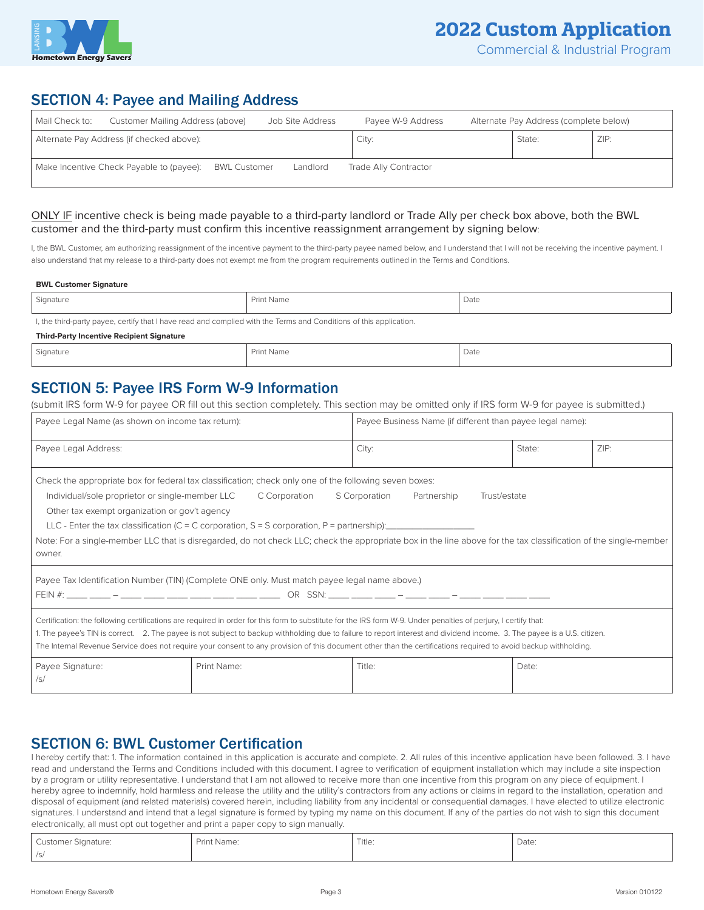## SECTION 4: Payee and Mailing Address

| Mail Check to: Customer Mailing Address (above) Job Site Address Payee W-9 Address Alternate Pay Address (complete below) | | | |
|---|---|---|---|
| Alternate Pay Address (if checked above): | City: | State: | ZIP: |
| Make Incentive Check Payable to (payee): BWL Customer Landlord Trade Ally Contractor | | | |

<u>ONLY IF</u> incentive check is being made payable to a third-party landlord or Trade Ally per check box above, both the BWL customer and the third-party must confirm this incentive reassignment arrangement by signing below:

I, the BWL Customer, am authorizing reassignment of the incentive payment to the third-party payee named below, and I understand that I will not be receiving the incentive payment. I also understand that my release to a third-party does not exempt me from the program requirements outlined in the Terms and Conditions.

**BWL Customer Signature**

| Signature | Print Name | Date |
|---|---|---|
| | | |

I, the third-party payee, certify that I have read and complied with the Terms and Conditions of this application.

**Third-Party Incentive Recipient Signature**

| Signature | Print Name | Date |
|---|---|---|
| | | |

## SECTION 5: Payee IRS Form W-9 Information

(submit IRS form W-9 for payee OR fill out this section completely. This section may be omitted only if IRS form W-9 for payee is submitted.)

| Payee Legal Name (as shown on income tax return): | Payee Business Name (if different than payee legal name): | | |
|---|---|---|---|
| Payee Legal Address: | City: | State: | ZIP: |

Check the appropriate box for federal tax classification; check only one of the following seven boxes:

Individual/sole proprietor or single-member LLC  C Corporation  S Corporation  Partnership  Trust/estate

Other tax exempt organization or gov't agency

LLC - Enter the tax classification (C = C corporation, S = S corporation, P = partnership):__________________

Note: For a single-member LLC that is disregarded, do not check LLC; check the appropriate box in the line above for the tax classification of the single-member owner.

Payee Tax Identification Number (TIN) (Complete ONE only. Must match payee legal name above.)

FEIN #: ____ ____ – ____ ____ ____ ____ ____ ____ ____ OR SSN: ____ ____ ____ – ____ ____ – ____ ____ ____ ____

Certification: the following certifications are required in order for this form to substitute for the IRS form W-9. Under penalties of perjury, I certify that:
1. The payee's TIN is correct. 2. The payee is not subject to backup withholding due to failure to report interest and dividend income. 3. The payee is a U.S. citizen.
The Internal Revenue Service does not require your consent to any provision of this document other than the certifications required to avoid backup withholding.

| Payee Signature: /s/ | Print Name: | Title: | Date: |
|---|---|---|---|

## SECTION 6: BWL Customer Certification

I hereby certify that: 1. The information contained in this application is accurate and complete. 2. All rules of this incentive application have been followed. 3. I have read and understand the Terms and Conditions included with this document. I agree to verification of equipment installation which may include a site inspection by a program or utility representative. I understand that I am not allowed to receive more than one incentive from this program on any piece of equipment. I hereby agree to indemnify, hold harmless and release the utility and the utility's contractors from any actions or claims in regard to the installation, operation and disposal of equipment (and related materials) covered herein, including liability from any incidental or consequential damages. I have elected to utilize electronic signatures. I understand and intend that a legal signature is formed by typing my name on this document. If any of the parties do not wish to sign this document electronically, all must opt out together and print a paper copy to sign manually.

| Customer Signature: /s/ | Print Name: | Title: | Date: |
|---|---|---|---|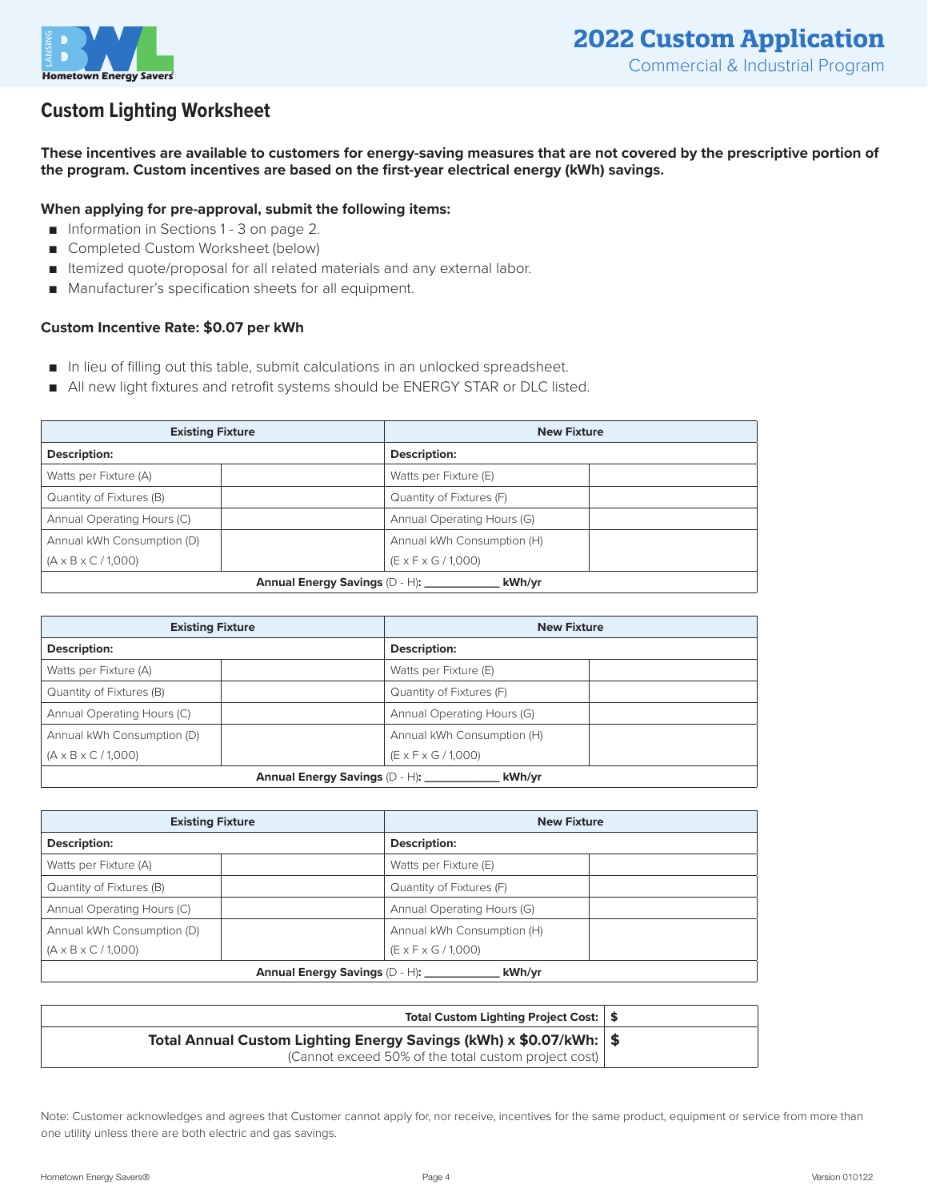# 2022 Custom Application

Commercial & Industrial Program

## Custom Lighting Worksheet

**These incentives are available to customers for energy-saving measures that are not covered by the prescriptive portion of the program. Custom incentives are based on the first-year electrical energy (kWh) savings.**

**When applying for pre-approval, submit the following items:**

- Information in Sections 1 - 3 on page 2.
- Completed Custom Worksheet (below)
- Itemized quote/proposal for all related materials and any external labor.
- Manufacturer's specification sheets for all equipment.

**Custom Incentive Rate: $0.07 per kWh**

- In lieu of filling out this table, submit calculations in an unlocked spreadsheet.
- All new light fixtures and retrofit systems should be ENERGY STAR or DLC listed.

| Existing Fixture | | New Fixture | |
|---|---|---|---|
| **Description:** | | **Description:** | |
| Watts per Fixture (A) | | Watts per Fixture (E) | |
| Quantity of Fixtures (B) | | Quantity of Fixtures (F) | |
| Annual Operating Hours (C) | | Annual Operating Hours (G) | |
| Annual kWh Consumption (D) (A x B x C / 1,000) | | Annual kWh Consumption (H) (E x F x G / 1,000) | |
| **Annual Energy Savings** (D - H)**:** ___________ **kWh/yr** | | | |

| Existing Fixture | | New Fixture | |
|---|---|---|---|
| **Description:** | | **Description:** | |
| Watts per Fixture (A) | | Watts per Fixture (E) | |
| Quantity of Fixtures (B) | | Quantity of Fixtures (F) | |
| Annual Operating Hours (C) | | Annual Operating Hours (G) | |
| Annual kWh Consumption (D) (A x B x C / 1,000) | | Annual kWh Consumption (H) (E x F x G / 1,000) | |
| **Annual Energy Savings** (D - H)**:** ___________ **kWh/yr** | | | |

| Existing Fixture | | New Fixture | |
|---|---|---|---|
| **Description:** | | **Description:** | |
| Watts per Fixture (A) | | Watts per Fixture (E) | |
| Quantity of Fixtures (B) | | Quantity of Fixtures (F) | |
| Annual Operating Hours (C) | | Annual Operating Hours (G) | |
| Annual kWh Consumption (D) (A x B x C / 1,000) | | Annual kWh Consumption (H) (E x F x G / 1,000) | |
| **Annual Energy Savings** (D - H)**:** ___________ **kWh/yr** | | | |

| | |
|---|---|
| **Total Custom Lighting Project Cost:** | **$** |
| **Total Annual Custom Lighting Energy Savings (kWh) x $0.07/kWh:** (Cannot exceed 50% of the total custom project cost) | **$** |

Note: Customer acknowledges and agrees that Customer cannot apply for, nor receive, incentives for the same product, equipment or service from more than one utility unless there are both electric and gas savings.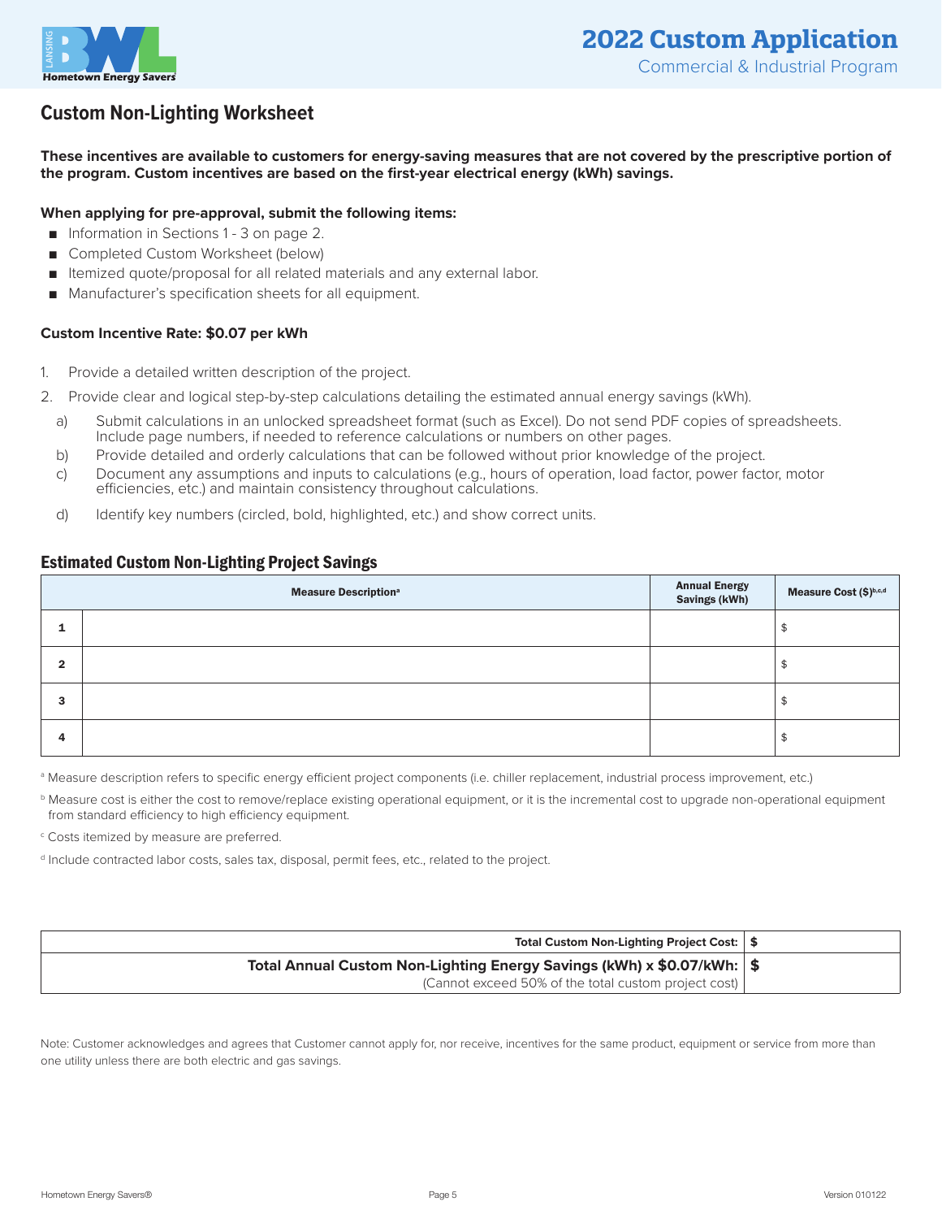## Custom Non-Lighting Worksheet

**These incentives are available to customers for energy-saving measures that are not covered by the prescriptive portion of the program. Custom incentives are based on the first-year electrical energy (kWh) savings.**

**When applying for pre-approval, submit the following items:**

- Information in Sections 1 - 3 on page 2.
- Completed Custom Worksheet (below)
- Itemized quote/proposal for all related materials and any external labor.
- Manufacturer's specification sheets for all equipment.

**Custom Incentive Rate: $0.07 per kWh**

1. Provide a detailed written description of the project.
2. Provide clear and logical step-by-step calculations detailing the estimated annual energy savings (kWh).
   a) Submit calculations in an unlocked spreadsheet format (such as Excel). Do not send PDF copies of spreadsheets. Include page numbers, if needed to reference calculations or numbers on other pages.
   b) Provide detailed and orderly calculations that can be followed without prior knowledge of the project.
   c) Document any assumptions and inputs to calculations (e.g., hours of operation, load factor, power factor, motor efficiencies, etc.) and maintain consistency throughout calculations.
   d) Identify key numbers (circled, bold, highlighted, etc.) and show correct units.

### Estimated Custom Non-Lighting Project Savings

| | Measure Description[a] | Annual Energy Savings (kWh) | Measure Cost ($)[b,c,d] |
|---|---|---|---|
| 1 | | | $ |
| 2 | | | $ |
| 3 | | | $ |
| 4 | | | $ |

[a] Measure description refers to specific energy efficient project components (i.e. chiller replacement, industrial process improvement, etc.)

[b] Measure cost is either the cost to remove/replace existing operational equipment, or it is the incremental cost to upgrade non-operational equipment from standard efficiency to high efficiency equipment.

[c] Costs itemized by measure are preferred.

[d] Include contracted labor costs, sales tax, disposal, permit fees, etc., related to the project.

| | |
|---|---|
| **Total Custom Non-Lighting Project Cost:** | **$** |
| **Total Annual Custom Non-Lighting Energy Savings (kWh) x $0.07/kWh:** (Cannot exceed 50% of the total custom project cost) | **$** |

Note: Customer acknowledges and agrees that Customer cannot apply for, nor receive, incentives for the same product, equipment or service from more than one utility unless there are both electric and gas savings.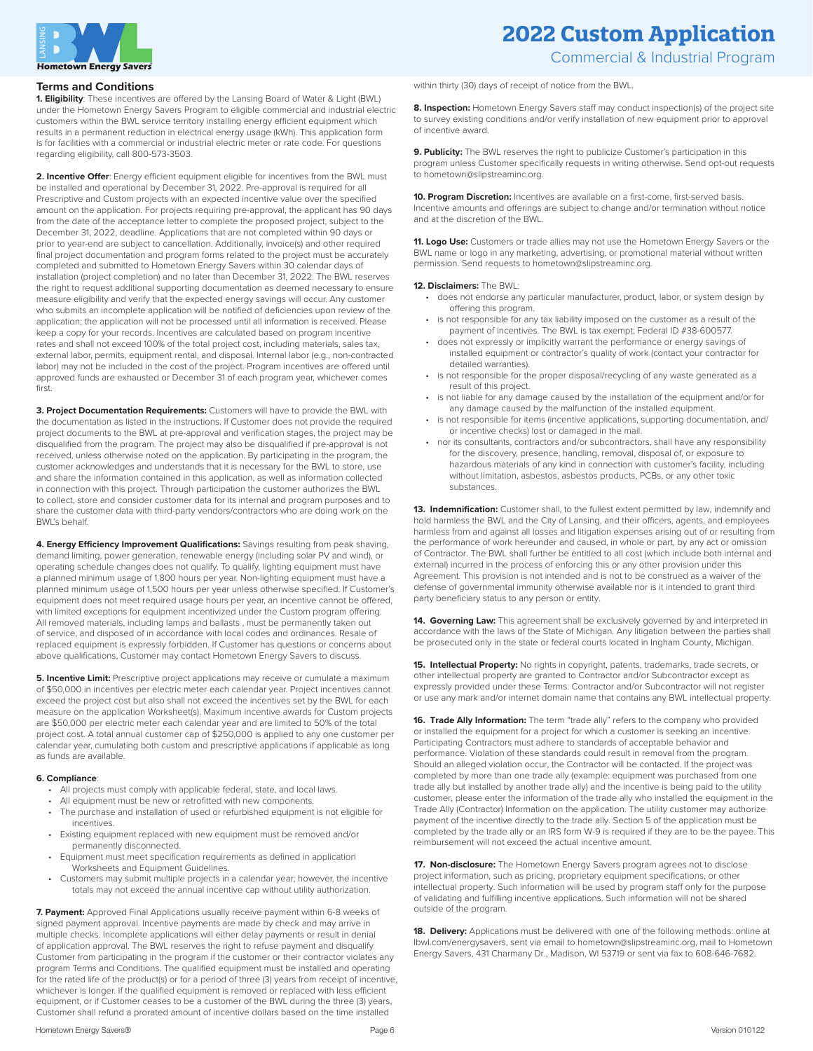# 2022 Custom Application

Commercial & Industrial Program

## Terms and Conditions

**1. Eligibility**: These incentives are offered by the Lansing Board of Water & Light (BWL) under the Hometown Energy Savers Program to eligible commercial and industrial electric customers within the BWL service territory installing energy efficient equipment which results in a permanent reduction in electrical energy usage (kWh). This application form is for facilities with a commercial or industrial electric meter or rate code. For questions regarding eligibility, call 800-573-3503.

**2. Incentive Offer**: Energy efficient equipment eligible for incentives from the BWL must be installed and operational by December 31, 2022. Pre-approval is required for all Prescriptive and Custom projects with an expected incentive value over the specified amount on the application. For projects requiring pre-approval, the applicant has 90 days from the date of the acceptance letter to complete the proposed project, subject to the December 31, 2022, deadline. Applications that are not completed within 90 days or prior to year-end are subject to cancellation. Additionally, invoice(s) and other required final project documentation and program forms related to the project must be accurately completed and submitted to Hometown Energy Savers within 30 calendar days of installation (project completion) and no later than December 31, 2022. The BWL reserves the right to request additional supporting documentation as deemed necessary to ensure measure eligibility and verify that the expected energy savings will occur. Any customer who submits an incomplete application will be notified of deficiencies upon review of the application; the application will not be processed until all information is received. Please keep a copy for your records. Incentives are calculated based on program incentive rates and shall not exceed 100% of the total project cost, including materials, sales tax, external labor, permits, equipment rental, and disposal. Internal labor (e.g., non-contracted labor) may not be included in the cost of the project. Program incentives are offered until approved funds are exhausted or December 31 of each program year, whichever comes first.

**3. Project Documentation Requirements:** Customers will have to provide the BWL with the documentation as listed in the instructions. If Customer does not provide the required project documents to the BWL at pre-approval and verification stages, the project may be disqualified from the program. The project may also be disqualified if pre-approval is not received, unless otherwise noted on the application. By participating in the program, the customer acknowledges and understands that it is necessary for the BWL to store, use and share the information contained in this application, as well as information collected in connection with this project. Through participation the customer authorizes the BWL to collect, store and consider customer data for its internal and program purposes and to share the customer data with third-party vendors/contractors who are doing work on the BWL's behalf.

**4. Energy Efficiency Improvement Qualifications:** Savings resulting from peak shaving, demand limiting, power generation, renewable energy (including solar PV and wind), or operating schedule changes does not qualify. To qualify, lighting equipment must have a planned minimum usage of 1,800 hours per year. Non-lighting equipment must have a planned minimum usage of 1,500 hours per year unless otherwise specified. If Customer's equipment does not meet required usage hours per year, an incentive cannot be offered, with limited exceptions for equipment incentivized under the Custom program offering. All removed materials, including lamps and ballasts , must be permanently taken out of service, and disposed of in accordance with local codes and ordinances. Resale of replaced equipment is expressly forbidden. If Customer has questions or concerns about above qualifications, Customer may contact Hometown Energy Savers to discuss.

**5. Incentive Limit:** Prescriptive project applications may receive or cumulate a maximum of $50,000 in incentives per electric meter each calendar year. Project incentives cannot exceed the project cost but also shall not exceed the incentives set by the BWL for each measure on the application Worksheet(s). Maximum incentive awards for Custom projects are $50,000 per electric meter each calendar year and are limited to 50% of the total project cost. A total annual customer cap of $250,000 is applied to any one customer per calendar year, cumulating both custom and prescriptive applications if applicable as long as funds are available.

**6. Compliance**:

- All projects must comply with applicable federal, state, and local laws.
- All equipment must be new or retrofitted with new components.
- The purchase and installation of used or refurbished equipment is not eligible for incentives.
- Existing equipment replaced with new equipment must be removed and/or permanently disconnected.
- Equipment must meet specification requirements as defined in application Worksheets and Equipment Guidelines.
- Customers may submit multiple projects in a calendar year; however, the incentive totals may not exceed the annual incentive cap without utility authorization.

**7. Payment:** Approved Final Applications usually receive payment within 6-8 weeks of signed payment approval. Incentive payments are made by check and may arrive in multiple checks. Incomplete applications will either delay payments or result in denial of application approval. The BWL reserves the right to refuse payment and disqualify Customer from participating in the program if the customer or their contractor violates any program Terms and Conditions. The qualified equipment must be installed and operating for the rated life of the product(s) or for a period of three (3) years from receipt of incentive, whichever is longer. If the qualified equipment is removed or replaced with less efficient equipment, or if Customer ceases to be a customer of the BWL during the three (3) years, Customer shall refund a prorated amount of incentive dollars based on the time installed within thirty (30) days of receipt of notice from the BWL.

**8. Inspection:** Hometown Energy Savers staff may conduct inspection(s) of the project site to survey existing conditions and/or verify installation of new equipment prior to approval of incentive award.

**9. Publicity:** The BWL reserves the right to publicize Customer's participation in this program unless Customer specifically requests in writing otherwise. Send opt-out requests to hometown@slipstreaminc.org.

**10. Program Discretion:** Incentives are available on a first-come, first-served basis. Incentive amounts and offerings are subject to change and/or termination without notice and at the discretion of the BWL.

**11. Logo Use:** Customers or trade allies may not use the Hometown Energy Savers or the BWL name or logo in any marketing, advertising, or promotional material without written permission. Send requests to hometown@slipstreaminc.org.

**12. Disclaimers:** The BWL:

- does not endorse any particular manufacturer, product, labor, or system design by offering this program.
- is not responsible for any tax liability imposed on the customer as a result of the payment of incentives. The BWL is tax exempt; Federal ID #38-600577.
- does not expressly or implicitly warrant the performance or energy savings of installed equipment or contractor's quality of work (contact your contractor for detailed warranties).
- is not responsible for the proper disposal/recycling of any waste generated as a result of this project.
- is not liable for any damage caused by the installation of the equipment and/or for any damage caused by the malfunction of the installed equipment.
- is not responsible for items (incentive applications, supporting documentation, and/or incentive checks) lost or damaged in the mail.
- nor its consultants, contractors and/or subcontractors, shall have any responsibility for the discovery, presence, handling, removal, disposal of, or exposure to hazardous materials of any kind in connection with customer's facility, including without limitation, asbestos, asbestos products, PCBs, or any other toxic substances.

**13. Indemnification:** Customer shall, to the fullest extent permitted by law, indemnify and hold harmless the BWL and the City of Lansing, and their officers, agents, and employees harmless from and against all losses and litigation expenses arising out of or resulting from the performance of work hereunder and caused, in whole or part, by any act or omission of Contractor. The BWL shall further be entitled to all cost (which include both internal and external) incurred in the process of enforcing this or any other provision under this Agreement. This provision is not intended and is not to be construed as a waiver of the defense of governmental immunity otherwise available nor is it intended to grant third party beneficiary status to any person or entity.

**14. Governing Law:** This agreement shall be exclusively governed by and interpreted in accordance with the laws of the State of Michigan. Any litigation between the parties shall be prosecuted only in the state or federal courts located in Ingham County, Michigan.

**15. Intellectual Property:** No rights in copyright, patents, trademarks, trade secrets, or other intellectual property are granted to Contractor and/or Subcontractor except as expressly provided under these Terms. Contractor and/or Subcontractor will not register or use any mark and/or internet domain name that contains any BWL intellectual property.

**16. Trade Ally Information:** The term "trade ally" refers to the company who provided or installed the equipment for a project for which a customer is seeking an incentive. Participating Contractors must adhere to standards of acceptable behavior and performance. Violation of these standards could result in removal from the program. Should an alleged violation occur, the Contractor will be contacted. If the project was completed by more than one trade ally (example: equipment was purchased from one trade ally but installed by another trade ally) and the incentive is being paid to the utility customer, please enter the information of the trade ally who installed the equipment in the Trade Ally (Contractor) Information on the application. The utility customer may authorize payment of the incentive directly to the trade ally. Section 5 of the application must be completed by the trade ally or an IRS form W-9 is required if they are to be the payee. This reimbursement will not exceed the actual incentive amount.

**17. Non-disclosure:** The Hometown Energy Savers program agrees not to disclose project information, such as pricing, proprietary equipment specifications, or other intellectual property. Such information will be used by program staff only for the purpose of validating and fulfilling incentive applications. Such information will not be shared outside of the program.

**18. Delivery:** Applications must be delivered with one of the following methods: online at lbwl.com/energysavers, sent via email to hometown@slipstreaminc.org, mail to Hometown Energy Savers, 431 Charmany Dr., Madison, WI 53719 or sent via fax to 608-646-7682.